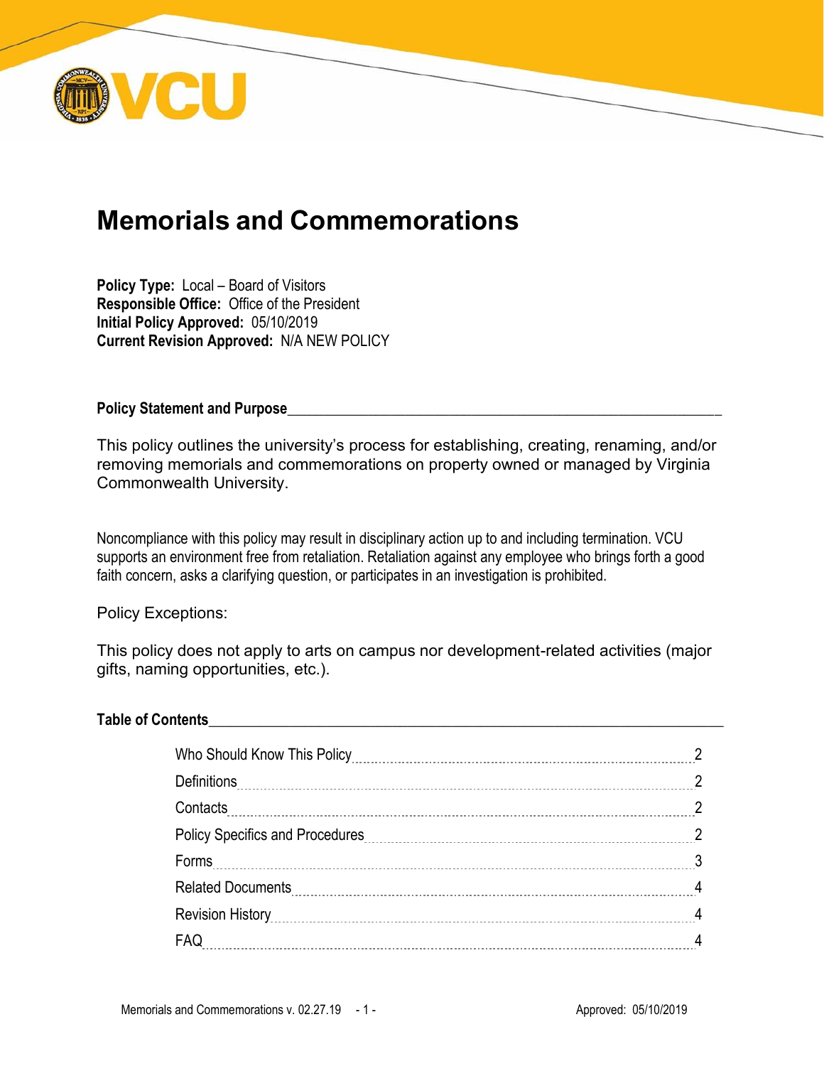# Memorials and Commemorations

**Policy Type:** Local – Board of Visitors
**Responsible Office:** Office of the President
**Initial Policy Approved:** 05/10/2019
**Current Revision Approved:** N/A NEW POLICY

## Policy Statement and Purpose

This policy outlines the university's process for establishing, creating, renaming, and/or removing memorials and commemorations on property owned or managed by Virginia Commonwealth University.

Noncompliance with this policy may result in disciplinary action up to and including termination. VCU supports an environment free from retaliation. Retaliation against any employee who brings forth a good faith concern, asks a clarifying question, or participates in an investigation is prohibited.

Policy Exceptions:

This policy does not apply to arts on campus nor development-related activities (major gifts, naming opportunities, etc.).

## Table of Contents

| | |
|---|---|
| Who Should Know This Policy | 2 |
| Definitions | 2 |
| Contacts | 2 |
| Policy Specifics and Procedures | 2 |
| Forms | 3 |
| Related Documents | 4 |
| Revision History | 4 |
| FAQ | 4 |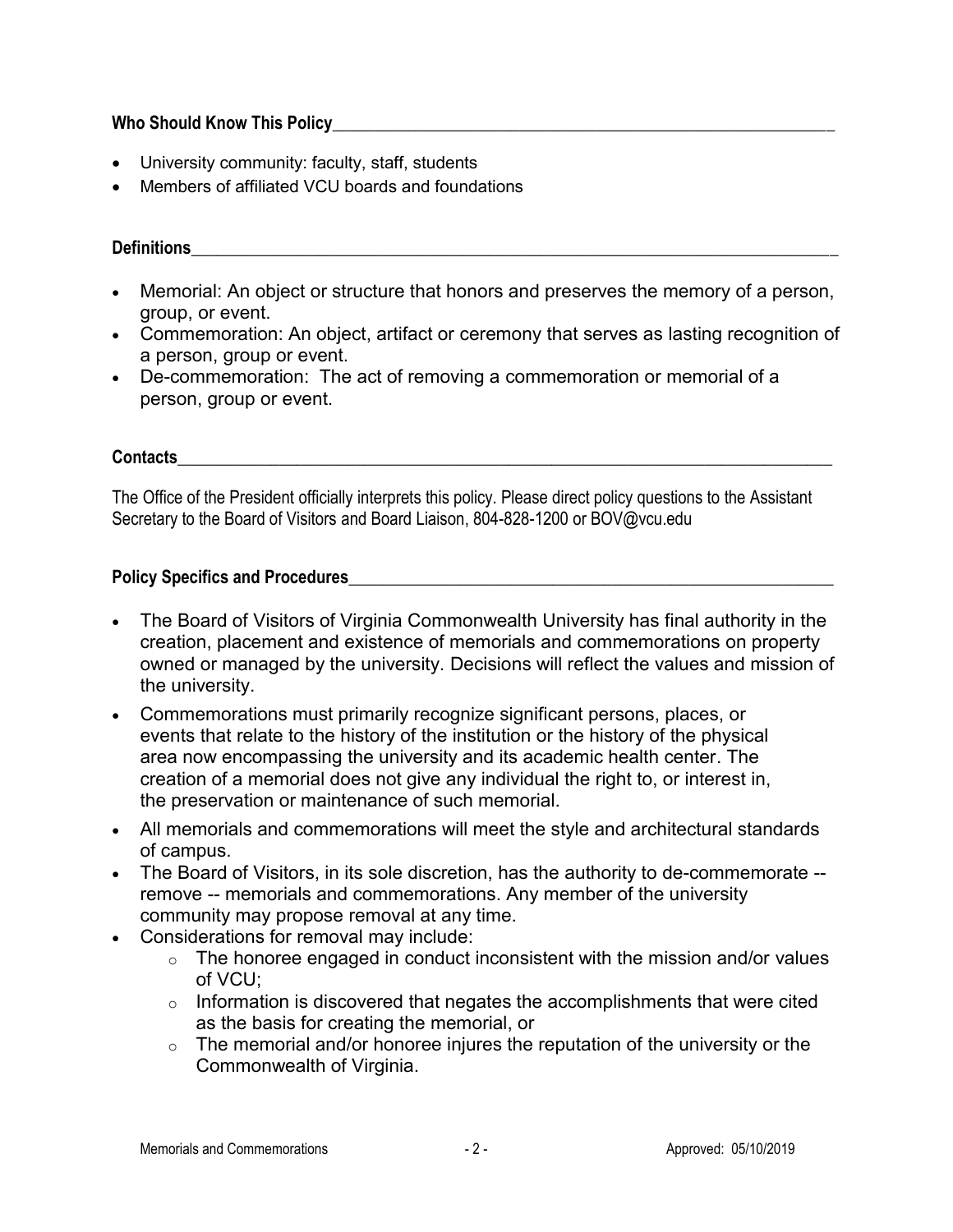## Who Should Know This Policy

- University community: faculty, staff, students
- Members of affiliated VCU boards and foundations

## Definitions

- Memorial: An object or structure that honors and preserves the memory of a person, group, or event.
- Commemoration: An object, artifact or ceremony that serves as lasting recognition of a person, group or event.
- De-commemoration: The act of removing a commemoration or memorial of a person, group or event.

## Contacts

The Office of the President officially interprets this policy. Please direct policy questions to the Assistant Secretary to the Board of Visitors and Board Liaison, 804-828-1200 or BOV@vcu.edu

## Policy Specifics and Procedures

- The Board of Visitors of Virginia Commonwealth University has final authority in the creation, placement and existence of memorials and commemorations on property owned or managed by the university. Decisions will reflect the values and mission of the university.
- Commemorations must primarily recognize significant persons, places, or events that relate to the history of the institution or the history of the physical area now encompassing the university and its academic health center. The creation of a memorial does not give any individual the right to, or interest in, the preservation or maintenance of such memorial.
- All memorials and commemorations will meet the style and architectural standards of campus.
- The Board of Visitors, in its sole discretion, has the authority to de-commemorate -- remove -- memorials and commemorations. Any member of the university community may propose removal at any time.
- Considerations for removal may include:
  - The honoree engaged in conduct inconsistent with the mission and/or values of VCU;
  - Information is discovered that negates the accomplishments that were cited as the basis for creating the memorial, or
  - The memorial and/or honoree injures the reputation of the university or the Commonwealth of Virginia.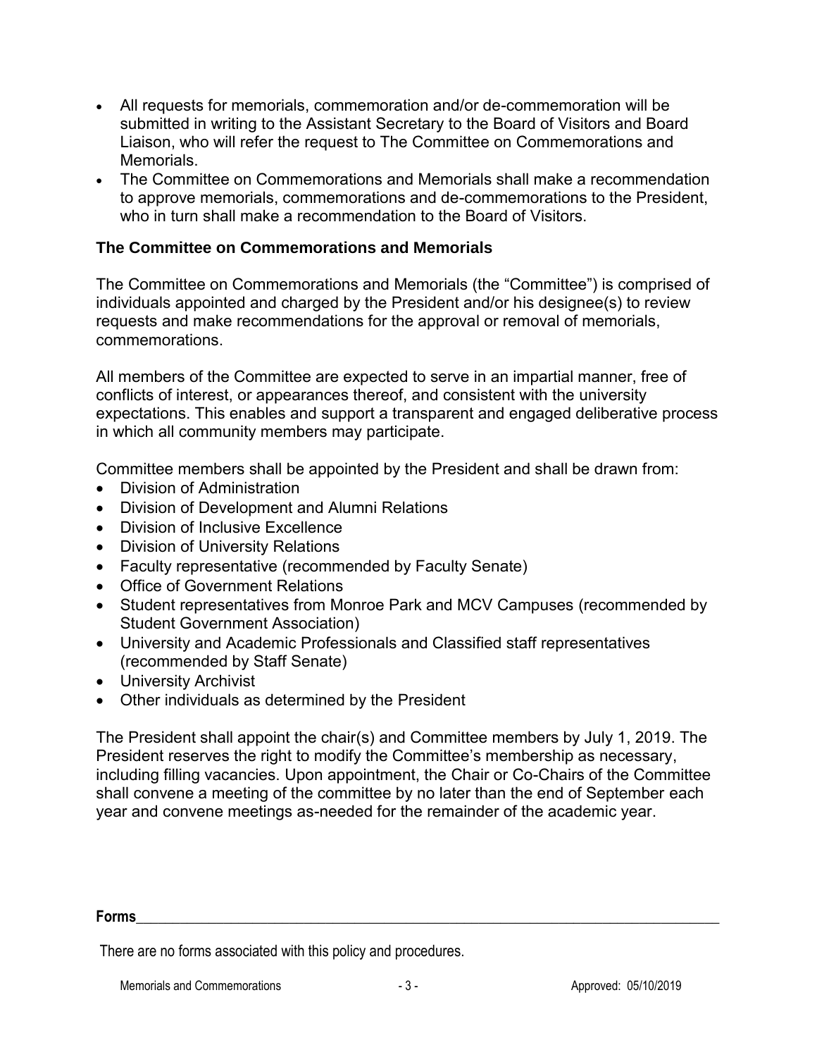- All requests for memorials, commemoration and/or de-commemoration will be submitted in writing to the Assistant Secretary to the Board of Visitors and Board Liaison, who will refer the request to The Committee on Commemorations and Memorials.
- The Committee on Commemorations and Memorials shall make a recommendation to approve memorials, commemorations and de-commemorations to the President, who in turn shall make a recommendation to the Board of Visitors.

### The Committee on Commemorations and Memorials

The Committee on Commemorations and Memorials (the "Committee") is comprised of individuals appointed and charged by the President and/or his designee(s) to review requests and make recommendations for the approval or removal of memorials, commemorations.

All members of the Committee are expected to serve in an impartial manner, free of conflicts of interest, or appearances thereof, and consistent with the university expectations. This enables and support a transparent and engaged deliberative process in which all community members may participate.

Committee members shall be appointed by the President and shall be drawn from:

- Division of Administration
- Division of Development and Alumni Relations
- Division of Inclusive Excellence
- Division of University Relations
- Faculty representative (recommended by Faculty Senate)
- Office of Government Relations
- Student representatives from Monroe Park and MCV Campuses (recommended by Student Government Association)
- University and Academic Professionals and Classified staff representatives (recommended by Staff Senate)
- University Archivist
- Other individuals as determined by the President

The President shall appoint the chair(s) and Committee members by July 1, 2019. The President reserves the right to modify the Committee's membership as necessary, including filling vacancies. Upon appointment, the Chair or Co-Chairs of the Committee shall convene a meeting of the committee by no later than the end of September each year and convene meetings as-needed for the remainder of the academic year.

## Forms

There are no forms associated with this policy and procedures.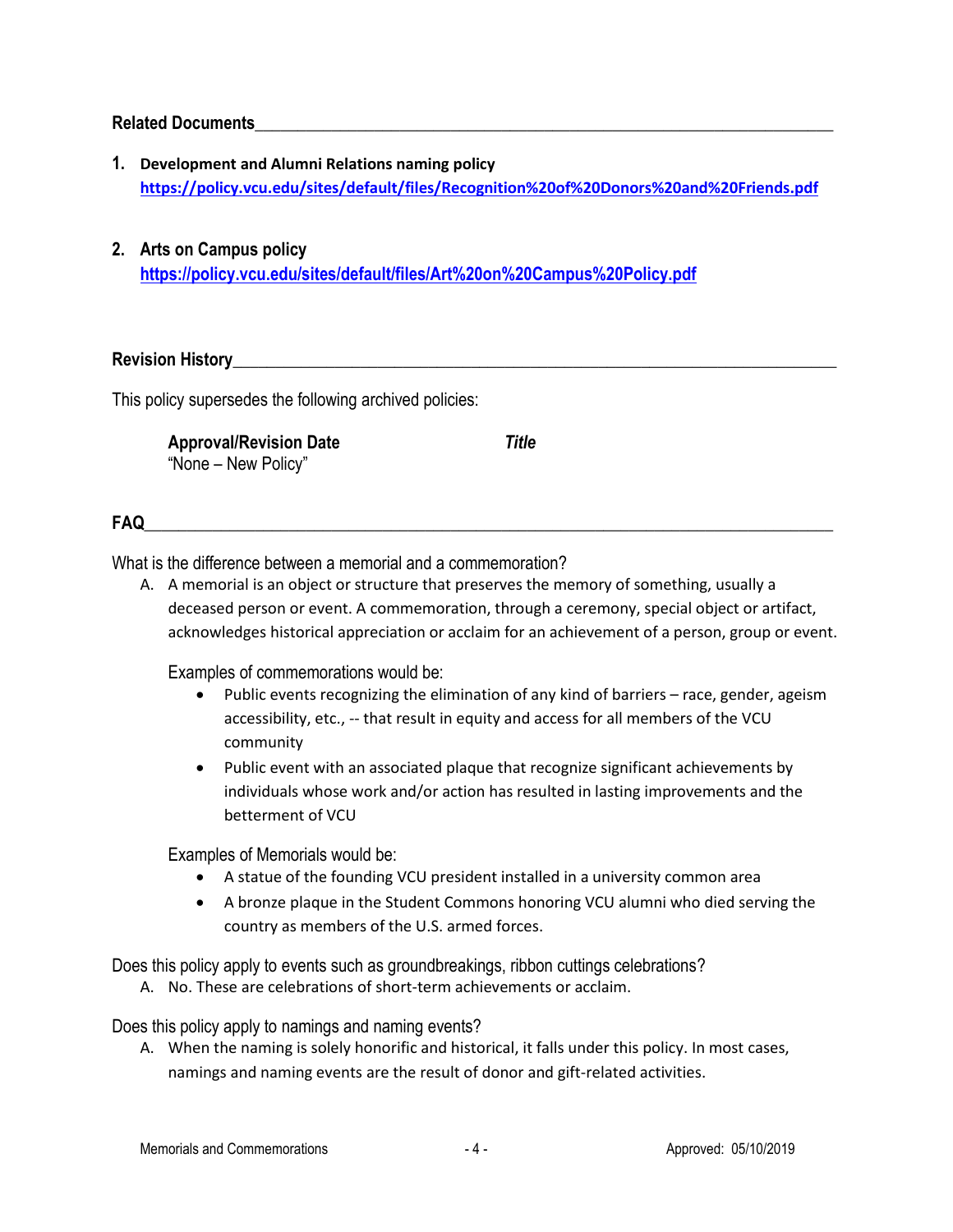## Related Documents

1. **Development and Alumni Relations naming policy**
   https://policy.vcu.edu/sites/default/files/Recognition%20of%20Donors%20and%20Friends.pdf

2. **Arts on Campus policy**
   https://policy.vcu.edu/sites/default/files/Art%20on%20Campus%20Policy.pdf

## Revision History

This policy supersedes the following archived policies:

| **Approval/Revision Date** | ***Title*** |
|---|---|
| "None – New Policy" | |

## FAQ

What is the difference between a memorial and a commemoration?

A. A memorial is an object or structure that preserves the memory of something, usually a deceased person or event. A commemoration, through a ceremony, special object or artifact, acknowledges historical appreciation or acclaim for an achievement of a person, group or event.

Examples of commemorations would be:

- Public events recognizing the elimination of any kind of barriers – race, gender, ageism accessibility, etc., -- that result in equity and access for all members of the VCU community
- Public event with an associated plaque that recognize significant achievements by individuals whose work and/or action has resulted in lasting improvements and the betterment of VCU

Examples of Memorials would be:

- A statue of the founding VCU president installed in a university common area
- A bronze plaque in the Student Commons honoring VCU alumni who died serving the country as members of the U.S. armed forces.

Does this policy apply to events such as groundbreakings, ribbon cuttings celebrations?

A. No. These are celebrations of short-term achievements or acclaim.

Does this policy apply to namings and naming events?

A. When the naming is solely honorific and historical, it falls under this policy. In most cases, namings and naming events are the result of donor and gift-related activities.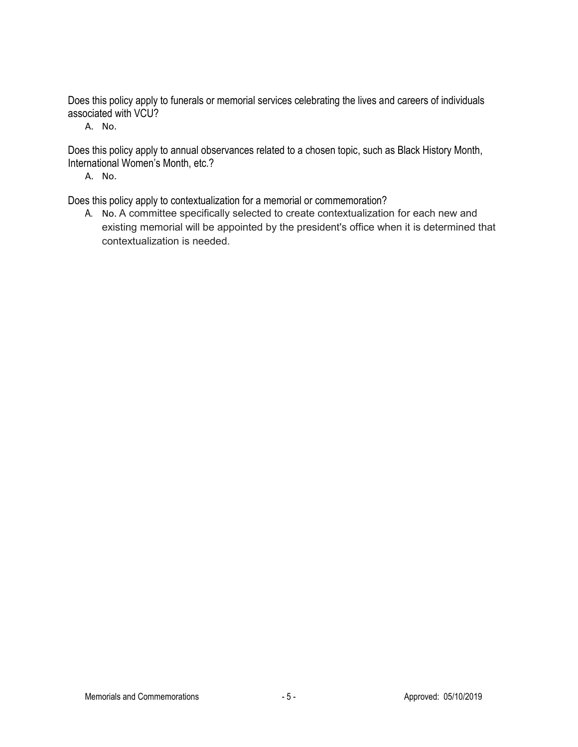Does this policy apply to funerals or memorial services celebrating the lives and careers of individuals associated with VCU?

A. No.

Does this policy apply to annual observances related to a chosen topic, such as Black History Month, International Women's Month, etc.?

A. No.

Does this policy apply to contextualization for a memorial or commemoration?

A. No. A committee specifically selected to create contextualization for each new and existing memorial will be appointed by the president's office when it is determined that contextualization is needed.